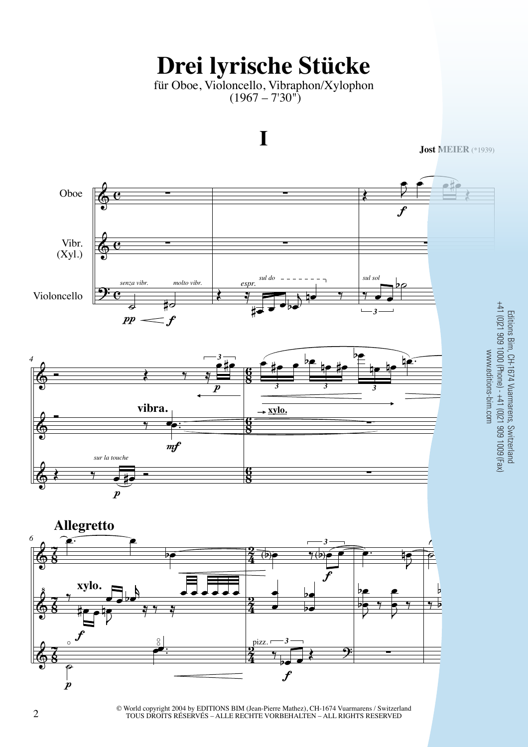# Drei lyrische Stücke

für Oboe, Violoncello, Vibraphon/Xylophon
(1967 – 7'30")

## I

**Jost MEIER** (*1939)

Editions Bim, CH-1674 Vuarmarens, Switzerland
+41 (0)21 909 1000 (Phone) - +41 (0)21 909 1009 (Fax)
www.editions-bim.com

© World copyright 2004 by EDITIONS BIM (Jean-Pierre Mathez), CH-1674 Vuarmarens / Switzerland
TOUS DROITS RÉSERVÉS – ALLE RECHTE VORBEHALTEN – ALL RIGHTS RESERVED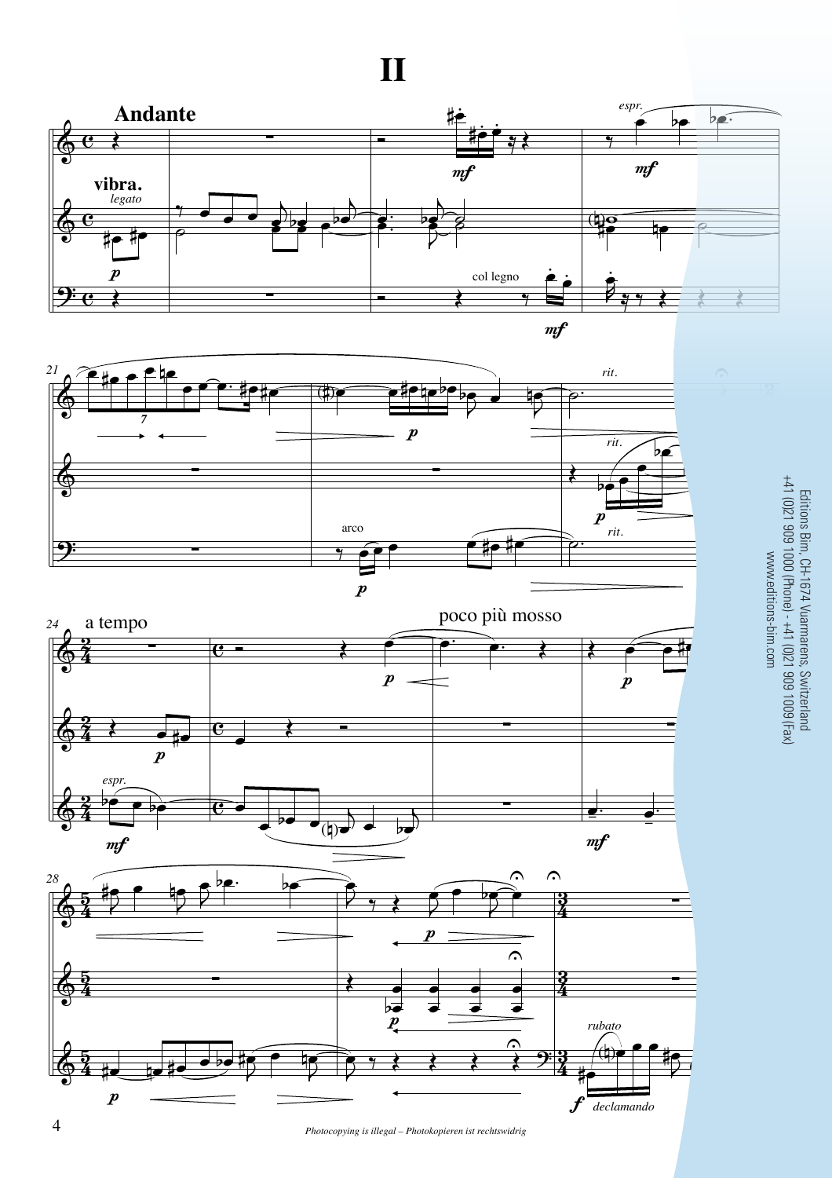# II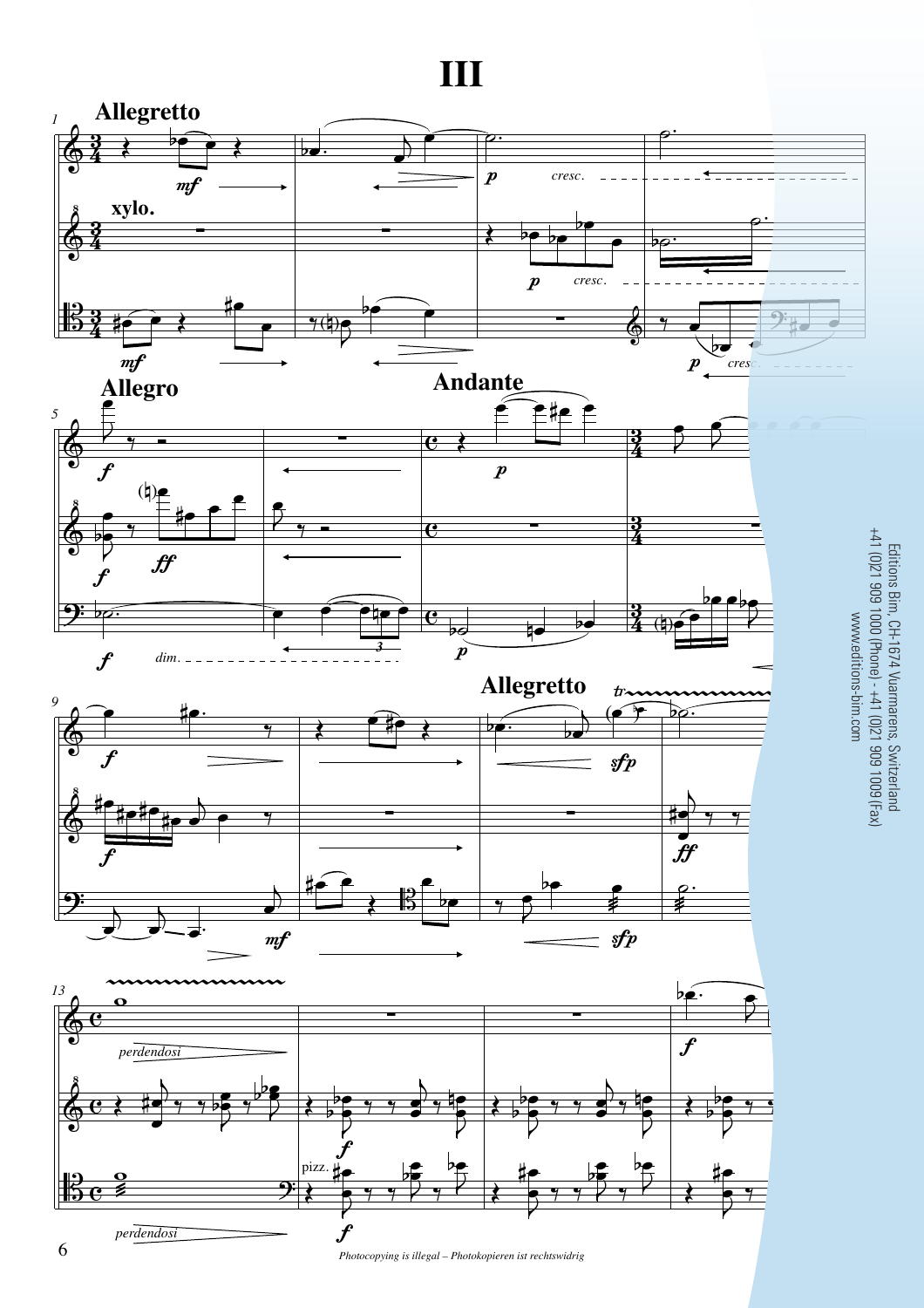# III